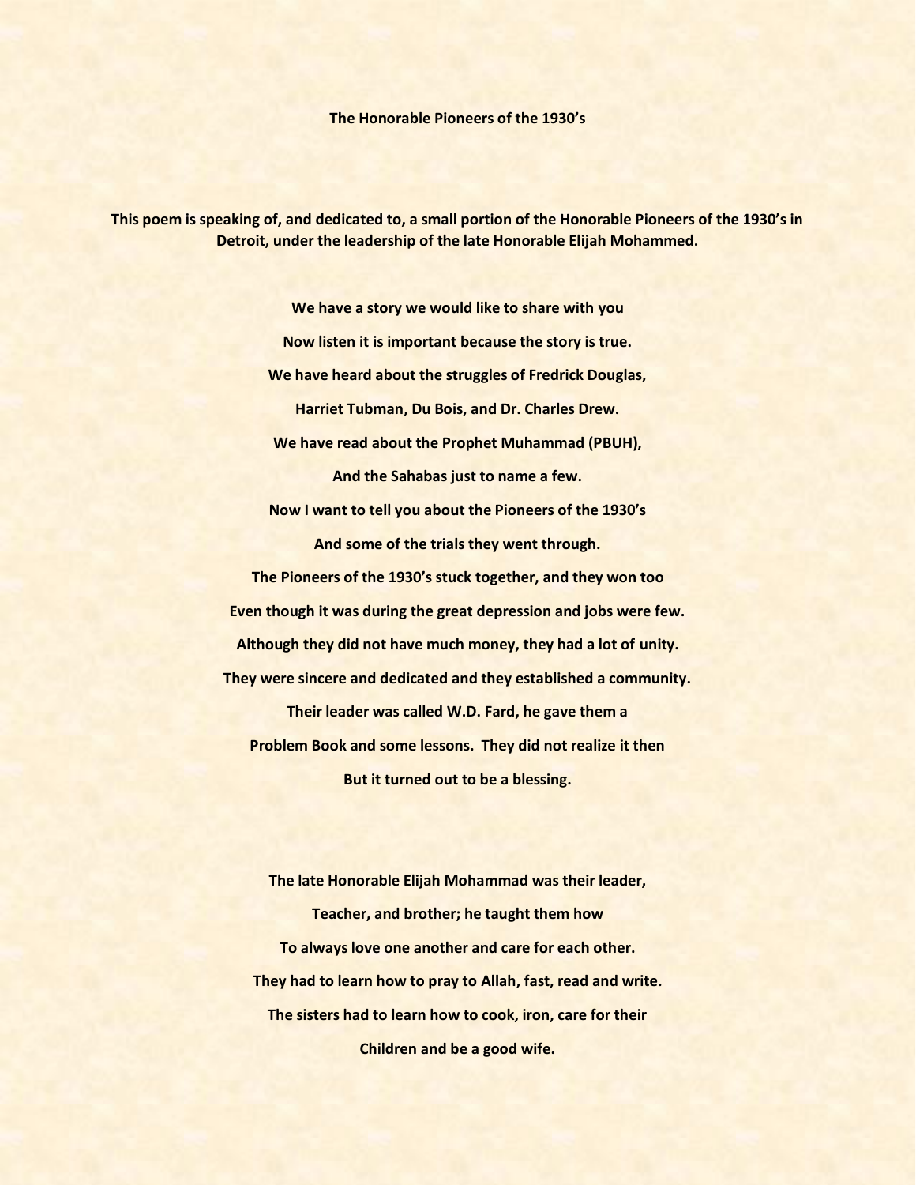# The Honorable Pioneers of the 1930's

**This poem is speaking of, and dedicated to, a small portion of the Honorable Pioneers of the 1930's in Detroit, under the leadership of the late Honorable Elijah Mohammed.**

**We have a story we would like to share with you**

**Now listen it is important because the story is true.**

**We have heard about the struggles of Fredrick Douglas,**

**Harriet Tubman, Du Bois, and Dr. Charles Drew.**

**We have read about the Prophet Muhammad (PBUH),**

**And the Sahabas just to name a few.**

**Now I want to tell you about the Pioneers of the 1930's**

**And some of the trials they went through.**

**The Pioneers of the 1930's stuck together, and they won too**

**Even though it was during the great depression and jobs were few.**

**Although they did not have much money, they had a lot of unity.**

**They were sincere and dedicated and they established a community.**

**Their leader was called W.D. Fard, he gave them a**

**Problem Book and some lessons. They did not realize it then**

**But it turned out to be a blessing.**

**The late Honorable Elijah Mohammad was their leader,**

**Teacher, and brother; he taught them how**

**To always love one another and care for each other.**

**They had to learn how to pray to Allah, fast, read and write.**

**The sisters had to learn how to cook, iron, care for their**

**Children and be a good wife.**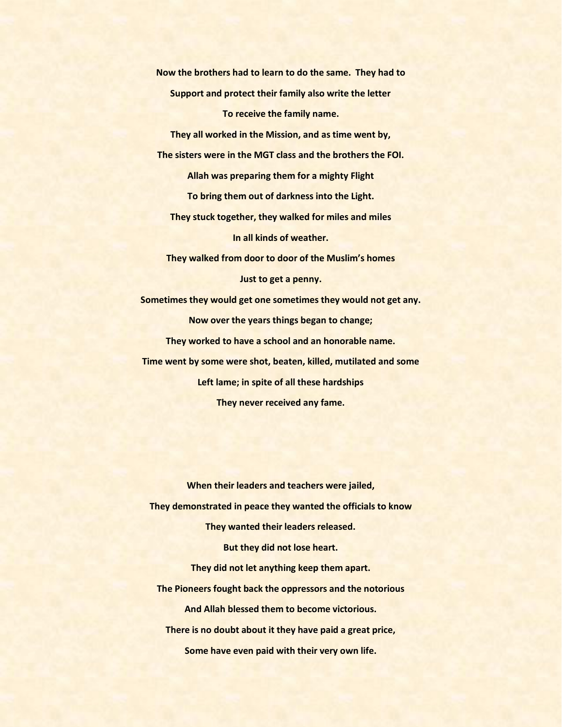**Now the brothers had to learn to do the same. They had to**
**Support and protect their family also write the letter**
**To receive the family name.**
**They all worked in the Mission, and as time went by,**
**The sisters were in the MGT class and the brothers the FOI.**
**Allah was preparing them for a mighty Flight**
**To bring them out of darkness into the Light.**
**They stuck together, they walked for miles and miles**
**In all kinds of weather.**
**They walked from door to door of the Muslim's homes**
**Just to get a penny.**
**Sometimes they would get one sometimes they would not get any.**
**Now over the years things began to change;**
**They worked to have a school and an honorable name.**
**Time went by some were shot, beaten, killed, mutilated and some**
**Left lame; in spite of all these hardships**
**They never received any fame.**

**When their leaders and teachers were jailed,**
**They demonstrated in peace they wanted the officials to know**
**They wanted their leaders released.**
**But they did not lose heart.**
**They did not let anything keep them apart.**
**The Pioneers fought back the oppressors and the notorious**
**And Allah blessed them to become victorious.**
**There is no doubt about it they have paid a great price,**
**Some have even paid with their very own life.**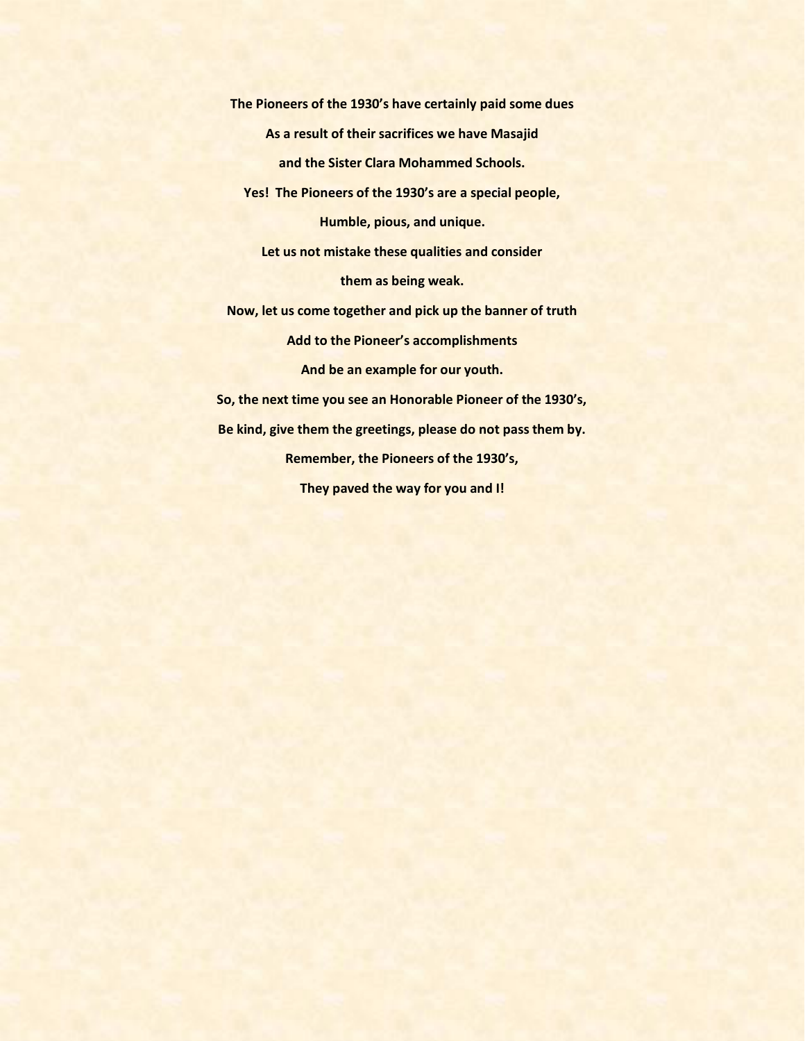**The Pioneers of the 1930's have certainly paid some dues**

**As a result of their sacrifices we have Masajid**

**and the Sister Clara Mohammed Schools.**

**Yes! The Pioneers of the 1930's are a special people,**

**Humble, pious, and unique.**

**Let us not mistake these qualities and consider**

**them as being weak.**

**Now, let us come together and pick up the banner of truth**

**Add to the Pioneer's accomplishments**

**And be an example for our youth.**

**So, the next time you see an Honorable Pioneer of the 1930's,**

**Be kind, give them the greetings, please do not pass them by.**

**Remember, the Pioneers of the 1930's,**

**They paved the way for you and I!**